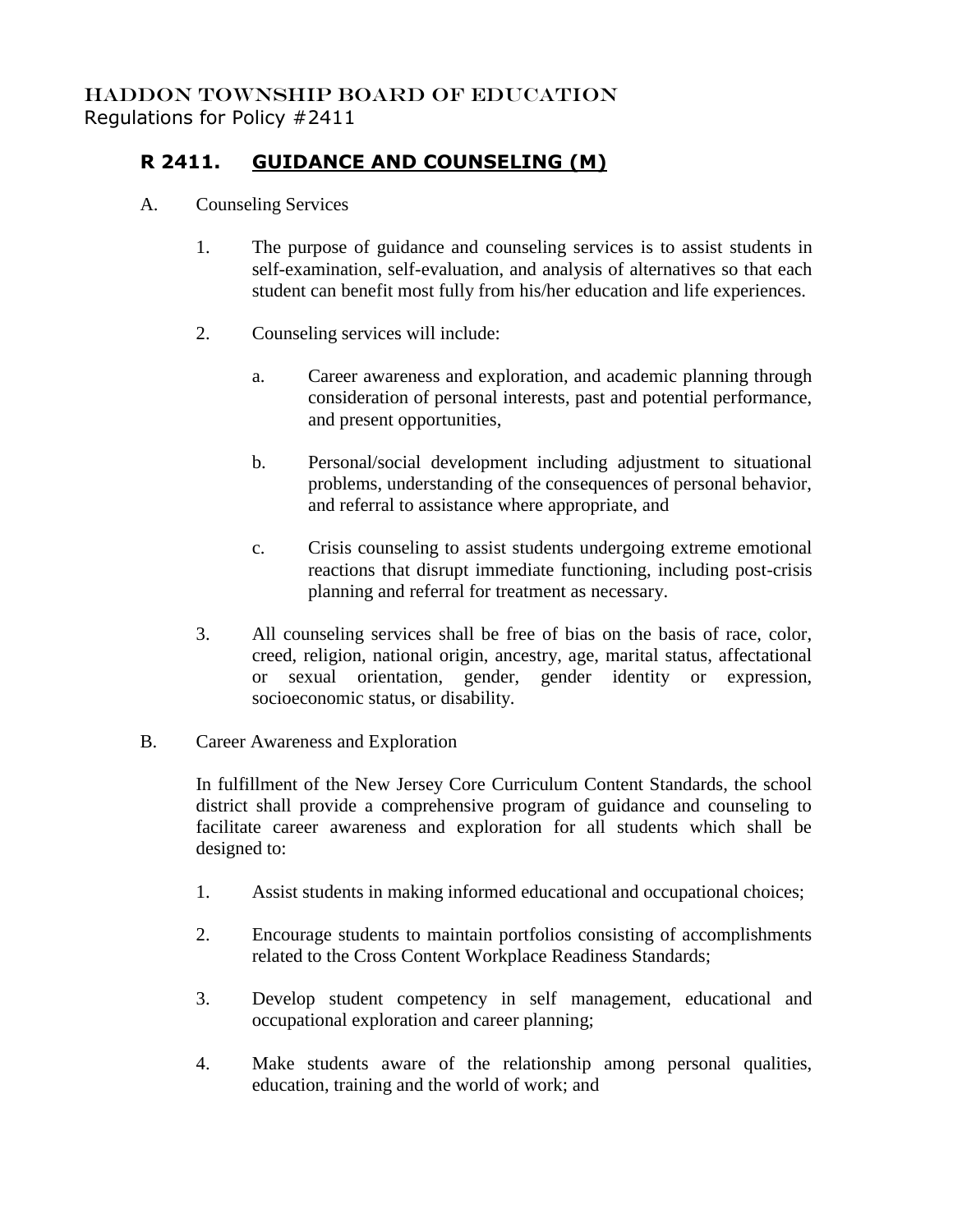HADDON TOWNSHIP BOARD OF EDUCATION
Regulations for Policy #2411

## R 2411. GUIDANCE AND COUNSELING (M)

A. Counseling Services

1. The purpose of guidance and counseling services is to assist students in self-examination, self-evaluation, and analysis of alternatives so that each student can benefit most fully from his/her education and life experiences.

2. Counseling services will include:

   a. Career awareness and exploration, and academic planning through consideration of personal interests, past and potential performance, and present opportunities,

   b. Personal/social development including adjustment to situational problems, understanding of the consequences of personal behavior, and referral to assistance where appropriate, and

   c. Crisis counseling to assist students undergoing extreme emotional reactions that disrupt immediate functioning, including post-crisis planning and referral for treatment as necessary.

3. All counseling services shall be free of bias on the basis of race, color, creed, religion, national origin, ancestry, age, marital status, affectational or sexual orientation, gender, gender identity or expression, socioeconomic status, or disability.

B. Career Awareness and Exploration

In fulfillment of the New Jersey Core Curriculum Content Standards, the school district shall provide a comprehensive program of guidance and counseling to facilitate career awareness and exploration for all students which shall be designed to:

1. Assist students in making informed educational and occupational choices;

2. Encourage students to maintain portfolios consisting of accomplishments related to the Cross Content Workplace Readiness Standards;

3. Develop student competency in self management, educational and occupational exploration and career planning;

4. Make students aware of the relationship among personal qualities, education, training and the world of work; and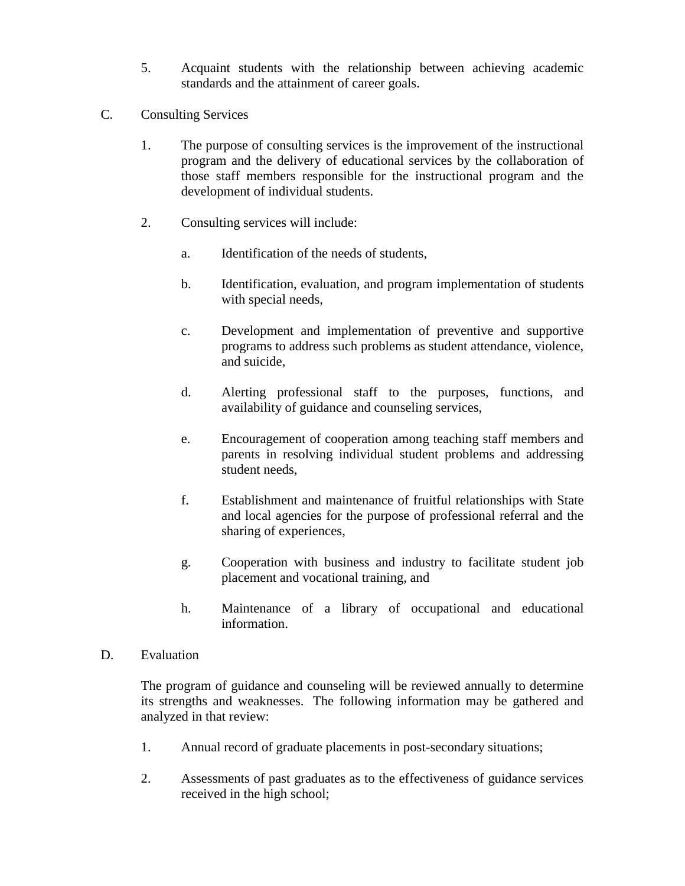5. Acquaint students with the relationship between achieving academic standards and the attainment of career goals.

C. Consulting Services

1. The purpose of consulting services is the improvement of the instructional program and the delivery of educational services by the collaboration of those staff members responsible for the instructional program and the development of individual students.

2. Consulting services will include:

   a. Identification of the needs of students,

   b. Identification, evaluation, and program implementation of students with special needs,

   c. Development and implementation of preventive and supportive programs to address such problems as student attendance, violence, and suicide,

   d. Alerting professional staff to the purposes, functions, and availability of guidance and counseling services,

   e. Encouragement of cooperation among teaching staff members and parents in resolving individual student problems and addressing student needs,

   f. Establishment and maintenance of fruitful relationships with State and local agencies for the purpose of professional referral and the sharing of experiences,

   g. Cooperation with business and industry to facilitate student job placement and vocational training, and

   h. Maintenance of a library of occupational and educational information.

D. Evaluation

The program of guidance and counseling will be reviewed annually to determine its strengths and weaknesses. The following information may be gathered and analyzed in that review:

1. Annual record of graduate placements in post-secondary situations;

2. Assessments of past graduates as to the effectiveness of guidance services received in the high school;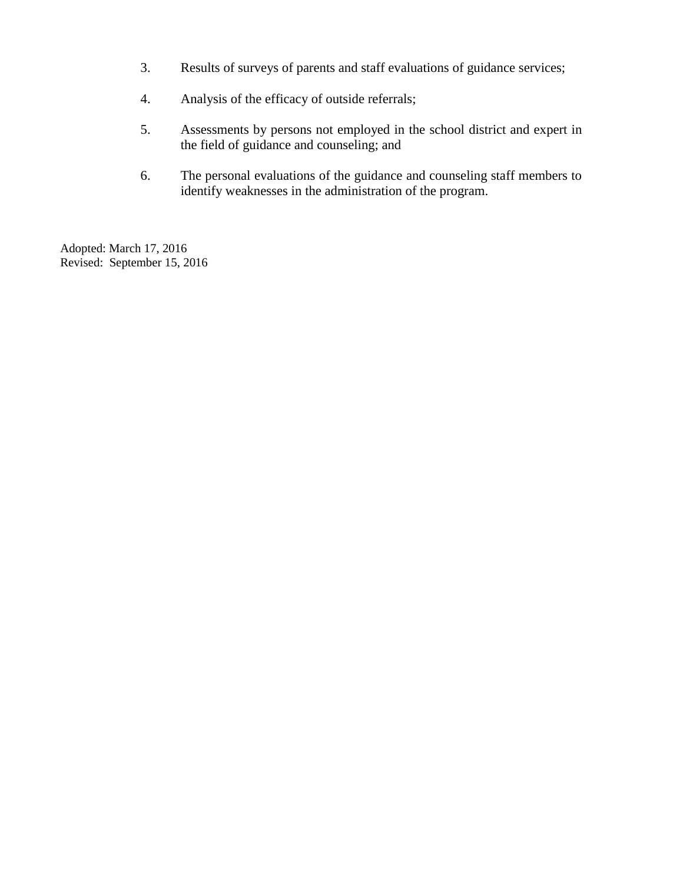3. Results of surveys of parents and staff evaluations of guidance services;

4. Analysis of the efficacy of outside referrals;

5. Assessments by persons not employed in the school district and expert in the field of guidance and counseling; and

6. The personal evaluations of the guidance and counseling staff members to identify weaknesses in the administration of the program.

Adopted: March 17, 2016
Revised: September 15, 2016